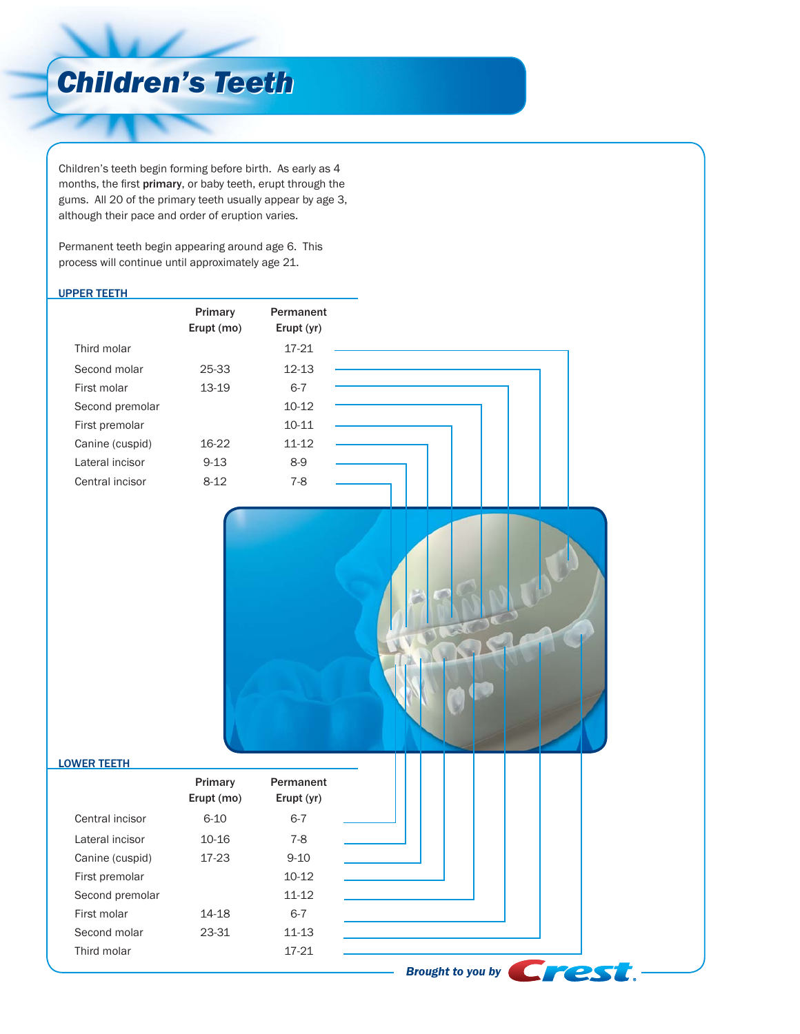# Children's Teeth

Children's teeth begin forming before birth. As early as 4 months, the first **primary**, or baby teeth, erupt through the gums. All 20 of the primary teeth usually appear by age 3, although their pace and order of eruption varies.

Permanent teeth begin appearing around age 6. This process will continue until approximately age 21.

## UPPER TEETH

| | Primary Erupt (mo) | Permanent Erupt (yr) |
|---|---|---|
| Third molar | | 17-21 |
| Second molar | 25-33 | 12-13 |
| First molar | 13-19 | 6-7 |
| Second premolar | | 10-12 |
| First premolar | | 10-11 |
| Canine (cuspid) | 16-22 | 11-12 |
| Lateral incisor | 9-13 | 8-9 |
| Central incisor | 8-12 | 7-8 |

## LOWER TEETH

| | Primary Erupt (mo) | Permanent Erupt (yr) |
|---|---|---|
| Central incisor | 6-10 | 6-7 |
| Lateral incisor | 10-16 | 7-8 |
| Canine (cuspid) | 17-23 | 9-10 |
| First premolar | | 10-12 |
| Second premolar | | 11-12 |
| First molar | 14-18 | 6-7 |
| Second molar | 23-31 | 11-13 |
| Third molar | | 17-21 |

*Brought to you by* Crest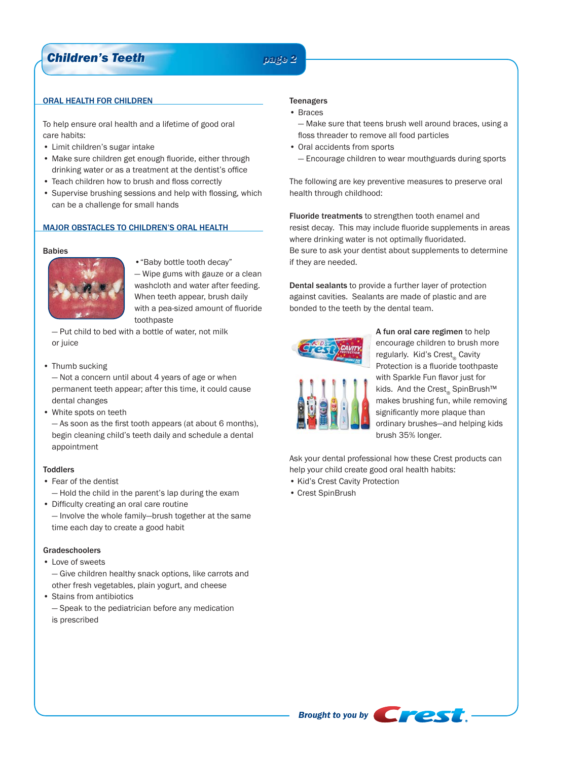## ORAL HEALTH FOR CHILDREN

To help ensure oral health and a lifetime of good oral care habits:

- Limit children's sugar intake
- Make sure children get enough fluoride, either through drinking water or as a treatment at the dentist's office
- Teach children how to brush and floss correctly
- Supervise brushing sessions and help with flossing, which can be a challenge for small hands

## MAJOR OBSTACLES TO CHILDREN'S ORAL HEALTH

### Babies

- "Baby bottle tooth decay"
  — Wipe gums with gauze or a clean washcloth and water after feeding. When teeth appear, brush daily with a pea-sized amount of fluoride toothpaste
  — Put child to bed with a bottle of water, not milk or juice
- Thumb sucking
  — Not a concern until about 4 years of age or when permanent teeth appear; after this time, it could cause dental changes
- White spots on teeth
  — As soon as the first tooth appears (at about 6 months), begin cleaning child's teeth daily and schedule a dental appointment

### Toddlers

- Fear of the dentist
  — Hold the child in the parent's lap during the exam
- Difficulty creating an oral care routine
  — Involve the whole family—brush together at the same time each day to create a good habit

### Gradeschoolers

- Love of sweets
  — Give children healthy snack options, like carrots and other fresh vegetables, plain yogurt, and cheese
- Stains from antibiotics
  — Speak to the pediatrician before any medication is prescribed

### Teenagers

- Braces
  — Make sure that teens brush well around braces, using a floss threader to remove all food particles
- Oral accidents from sports
  — Encourage children to wear mouthguards during sports

The following are key preventive measures to preserve oral health through childhood:

**Fluoride treatments** to strengthen tooth enamel and resist decay. This may include fluoride supplements in areas where drinking water is not optimally fluoridated. Be sure to ask your dentist about supplements to determine if they are needed.

**Dental sealants** to provide a further layer of protection against cavities. Sealants are made of plastic and are bonded to the teeth by the dental team.

**A fun oral care regimen** to help encourage children to brush more regularly. Kid's Crest® Cavity Protection is a fluoride toothpaste with Sparkle Fun flavor just for kids. And the Crest® SpinBrush™ makes brushing fun, while removing significantly more plaque than ordinary brushes—and helping kids brush 35% longer.

Ask your dental professional how these Crest products can help your child create good oral health habits:

- Kid's Crest Cavity Protection
- Crest SpinBrush

*Brought to you by* Crest